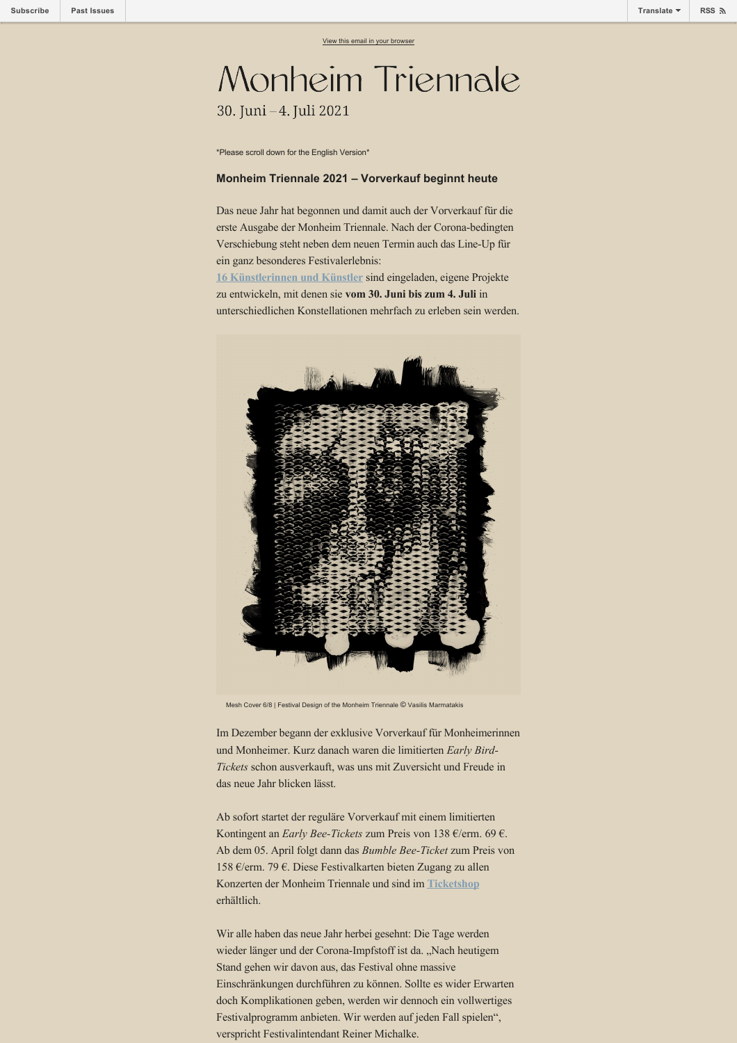Subscribe | Past Issues | Translate | RSS

View this email in your browser

# Monheim Triennale

30. Juni – 4. Juli 2021

*Please scroll down for the English Version*

**Monheim Triennale 2021 – Vorverkauf beginnt heute**

Das neue Jahr hat begonnen und damit auch der Vorverkauf für die erste Ausgabe der Monheim Triennale. Nach der Corona-bedingten Verschiebung steht neben dem neuen Termin auch das Line-Up für ein ganz besonderes Festivalerlebnis:
16 Künstlerinnen und Künstler sind eingeladen, eigene Projekte zu entwickeln, mit denen sie **vom 30. Juni bis zum 4. Juli** in unterschiedlichen Konstellationen mehrfach zu erleben sein werden.

Mesh Cover 6/8 | Festival Design of the Monheim Triennale © Vasilis Marmatakis

Im Dezember begann der exklusive Vorverkauf für Monheimerinnen und Monheimer. Kurz danach waren die limitierten *Early Bird-Tickets* schon ausverkauft, was uns mit Zuversicht und Freude in das neue Jahr blicken lässt.

Ab sofort startet der reguläre Vorverkauf mit einem limitierten Kontingent an *Early Bee-Tickets* zum Preis von 138 €/erm. 69 €. Ab dem 05. April folgt dann das *Bumble Bee-Ticket* zum Preis von 158 €/erm. 79 €. Diese Festivalkarten bieten Zugang zu allen Konzerten der Monheim Triennale und sind im Ticketshop erhältlich.

Wir alle haben das neue Jahr herbei gesehnt: Die Tage werden wieder länger und der Corona-Impfstoff ist da. „Nach heutigem Stand gehen wir davon aus, das Festival ohne massive Einschränkungen durchführen zu können. Sollte es wider Erwarten doch Komplikationen geben, werden wir dennoch ein vollwertiges Festivalprogramm anbieten. Wir werden auf jeden Fall spielen", verspricht Festivalintendant Reiner Michalke.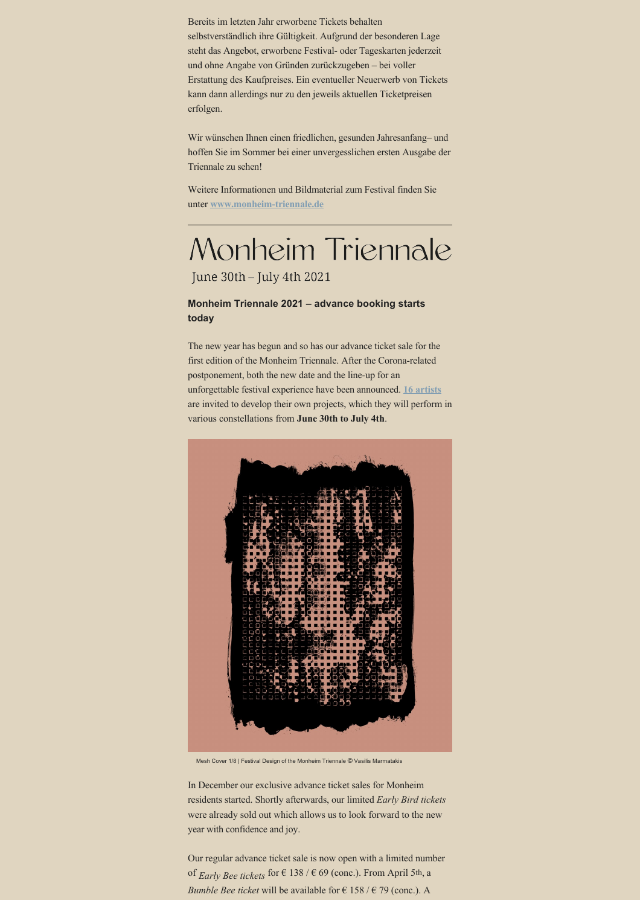Bereits im letzten Jahr erworbene Tickets behalten selbstverständlich ihre Gültigkeit. Aufgrund der besonderen Lage steht das Angebot, erworbene Festival- oder Tageskarten jederzeit und ohne Angabe von Gründen zurückzugeben – bei voller Erstattung des Kaufpreises. Ein eventueller Neuerwerb von Tickets kann dann allerdings nur zu den jeweils aktuellen Ticketpreisen erfolgen.

Wir wünschen Ihnen einen friedlichen, gesunden Jahresanfang– und hoffen Sie im Sommer bei einer unvergesslichen ersten Ausgabe der Triennale zu sehen!

Weitere Informationen und Bildmaterial zum Festival finden Sie unter [www.monheim-triennale.de](www.monheim-triennale.de)

---

# Monheim Triennale

June 30th – July 4th 2021

### Monheim Triennale 2021 – advance booking starts today

The new year has begun and so has our advance ticket sale for the first edition of the Monheim Triennale. After the Corona-related postponement, both the new date and the line-up for an unforgettable festival experience have been announced. 16 artists are invited to develop their own projects, which they will perform in various constellations from **June 30th to July 4th**.

Mesh Cover 1/8 | Festival Design of the Monheim Triennale © Vasilis Marmatakis

In December our exclusive advance ticket sales for Monheim residents started. Shortly afterwards, our limited *Early Bird tickets* were already sold out which allows us to look forward to the new year with confidence and joy.

Our regular advance ticket sale is now open with a limited number of *Early Bee tickets* for € 138 / € 69 (conc.). From April 5th, a *Bumble Bee ticket* will be available for € 158 / € 79 (conc.). A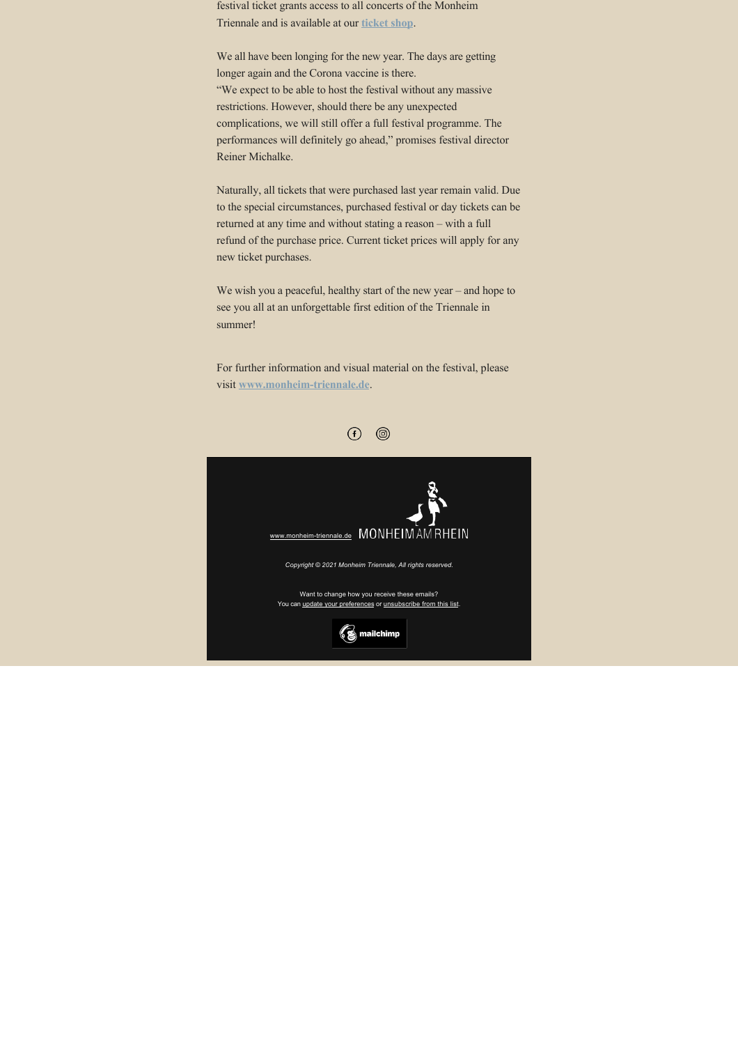festival ticket grants access to all concerts of the Monheim Triennale and is available at our **ticket shop**.

We all have been longing for the new year. The days are getting longer again and the Corona vaccine is there.
“We expect to be able to host the festival without any massive restrictions. However, should there be any unexpected complications, we will still offer a full festival programme. The performances will definitely go ahead,” promises festival director Reiner Michalke.

Naturally, all tickets that were purchased last year remain valid. Due to the special circumstances, purchased festival or day tickets can be returned at any time and without stating a reason – with a full refund of the purchase price. Current ticket prices will apply for any new ticket purchases.

We wish you a peaceful, healthy start of the new year – and hope to see you all at an unforgettable first edition of the Triennale in summer!

For further information and visual material on the festival, please visit **www.monheim-triennale.de**.

www.monheim-triennale.de MONHEIM AM RHEIN

*Copyright © 2021 Monheim Triennale, All rights reserved.*

Want to change how you receive these emails?
You can update your preferences or unsubscribe from this list.

mailchimp